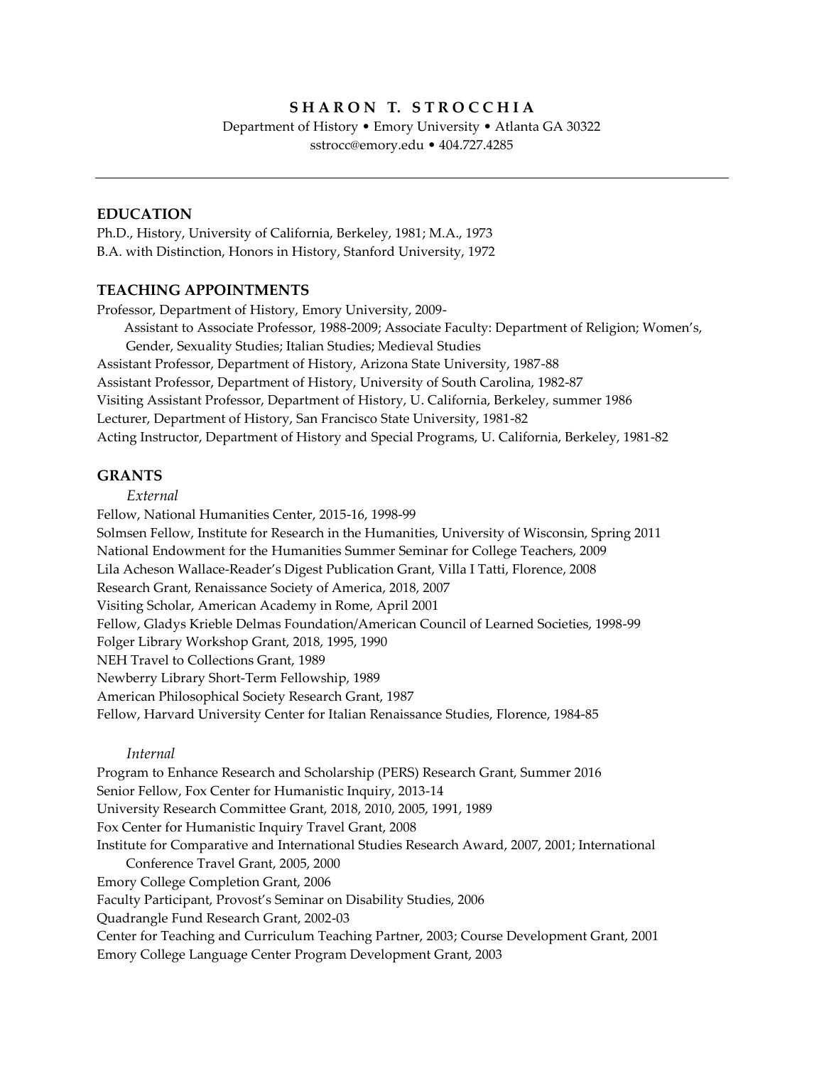# SHARON T. STROCCHIA

Department of History • Emory University • Atlanta GA 30322
sstrocc@emory.edu • 404.727.4285

---

## EDUCATION

Ph.D., History, University of California, Berkeley, 1981; M.A., 1973
B.A. with Distinction, Honors in History, Stanford University, 1972

## TEACHING APPOINTMENTS

Professor, Department of History, Emory University, 2009-
Assistant to Associate Professor, 1988-2009; Associate Faculty: Department of Religion; Women's, Gender, Sexuality Studies; Italian Studies; Medieval Studies
Assistant Professor, Department of History, Arizona State University, 1987-88
Assistant Professor, Department of History, University of South Carolina, 1982-87
Visiting Assistant Professor, Department of History, U. California, Berkeley, summer 1986
Lecturer, Department of History, San Francisco State University, 1981-82
Acting Instructor, Department of History and Special Programs, U. California, Berkeley, 1981-82

## GRANTS

*External*

Fellow, National Humanities Center, 2015-16, 1998-99
Solmsen Fellow, Institute for Research in the Humanities, University of Wisconsin, Spring 2011
National Endowment for the Humanities Summer Seminar for College Teachers, 2009
Lila Acheson Wallace-Reader's Digest Publication Grant, Villa I Tatti, Florence, 2008
Research Grant, Renaissance Society of America, 2018, 2007
Visiting Scholar, American Academy in Rome, April 2001
Fellow, Gladys Krieble Delmas Foundation/American Council of Learned Societies, 1998-99
Folger Library Workshop Grant, 2018, 1995, 1990
NEH Travel to Collections Grant, 1989
Newberry Library Short-Term Fellowship, 1989
American Philosophical Society Research Grant, 1987
Fellow, Harvard University Center for Italian Renaissance Studies, Florence, 1984-85

*Internal*

Program to Enhance Research and Scholarship (PERS) Research Grant, Summer 2016
Senior Fellow, Fox Center for Humanistic Inquiry, 2013-14
University Research Committee Grant, 2018, 2010, 2005, 1991, 1989
Fox Center for Humanistic Inquiry Travel Grant, 2008
Institute for Comparative and International Studies Research Award, 2007, 2001; International Conference Travel Grant, 2005, 2000
Emory College Completion Grant, 2006
Faculty Participant, Provost's Seminar on Disability Studies, 2006
Quadrangle Fund Research Grant, 2002-03
Center for Teaching and Curriculum Teaching Partner, 2003; Course Development Grant, 2001
Emory College Language Center Program Development Grant, 2003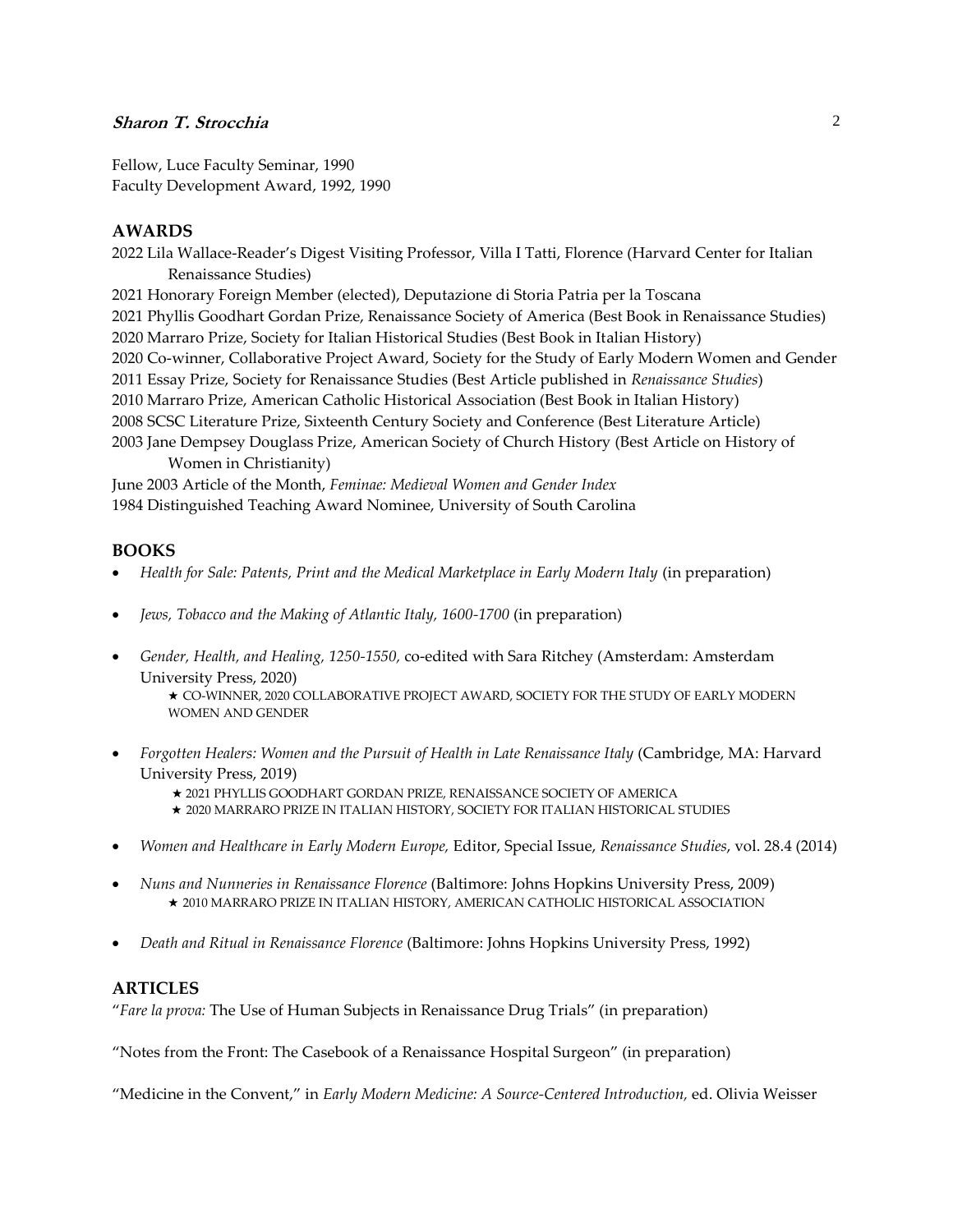Fellow, Luce Faculty Seminar, 1990
Faculty Development Award, 1992, 1990

## AWARDS

2022 Lila Wallace-Reader's Digest Visiting Professor, Villa I Tatti, Florence (Harvard Center for Italian Renaissance Studies)
2021 Honorary Foreign Member (elected), Deputazione di Storia Patria per la Toscana
2021 Phyllis Goodhart Gordan Prize, Renaissance Society of America (Best Book in Renaissance Studies)
2020 Marraro Prize, Society for Italian Historical Studies (Best Book in Italian History)
2020 Co-winner, Collaborative Project Award, Society for the Study of Early Modern Women and Gender
2011 Essay Prize, Society for Renaissance Studies (Best Article published in *Renaissance Studies*)
2010 Marraro Prize, American Catholic Historical Association (Best Book in Italian History)
2008 SCSC Literature Prize, Sixteenth Century Society and Conference (Best Literature Article)
2003 Jane Dempsey Douglass Prize, American Society of Church History (Best Article on History of Women in Christianity)
June 2003 Article of the Month, *Feminae: Medieval Women and Gender Index*
1984 Distinguished Teaching Award Nominee, University of South Carolina

## BOOKS

- *Health for Sale: Patents, Print and the Medical Marketplace in Early Modern Italy* (in preparation)
- *Jews, Tobacco and the Making of Atlantic Italy, 1600-1700* (in preparation)
- *Gender, Health, and Healing, 1250-1550,* co-edited with Sara Ritchey (Amsterdam: Amsterdam University Press, 2020)
  ★ CO-WINNER, 2020 COLLABORATIVE PROJECT AWARD, SOCIETY FOR THE STUDY OF EARLY MODERN WOMEN AND GENDER
- *Forgotten Healers: Women and the Pursuit of Health in Late Renaissance Italy* (Cambridge, MA: Harvard University Press, 2019)
  ★ 2021 PHYLLIS GOODHART GORDAN PRIZE, RENAISSANCE SOCIETY OF AMERICA
  ★ 2020 MARRARO PRIZE IN ITALIAN HISTORY, SOCIETY FOR ITALIAN HISTORICAL STUDIES
- *Women and Healthcare in Early Modern Europe,* Editor, Special Issue, *Renaissance Studies*, vol. 28.4 (2014)
- *Nuns and Nunneries in Renaissance Florence* (Baltimore: Johns Hopkins University Press, 2009)
  ★ 2010 MARRARO PRIZE IN ITALIAN HISTORY, AMERICAN CATHOLIC HISTORICAL ASSOCIATION
- *Death and Ritual in Renaissance Florence* (Baltimore: Johns Hopkins University Press, 1992)

## ARTICLES

"*Fare la prova:* The Use of Human Subjects in Renaissance Drug Trials" (in preparation)

"Notes from the Front: The Casebook of a Renaissance Hospital Surgeon" (in preparation)

"Medicine in the Convent," in *Early Modern Medicine: A Source-Centered Introduction,* ed. Olivia Weisser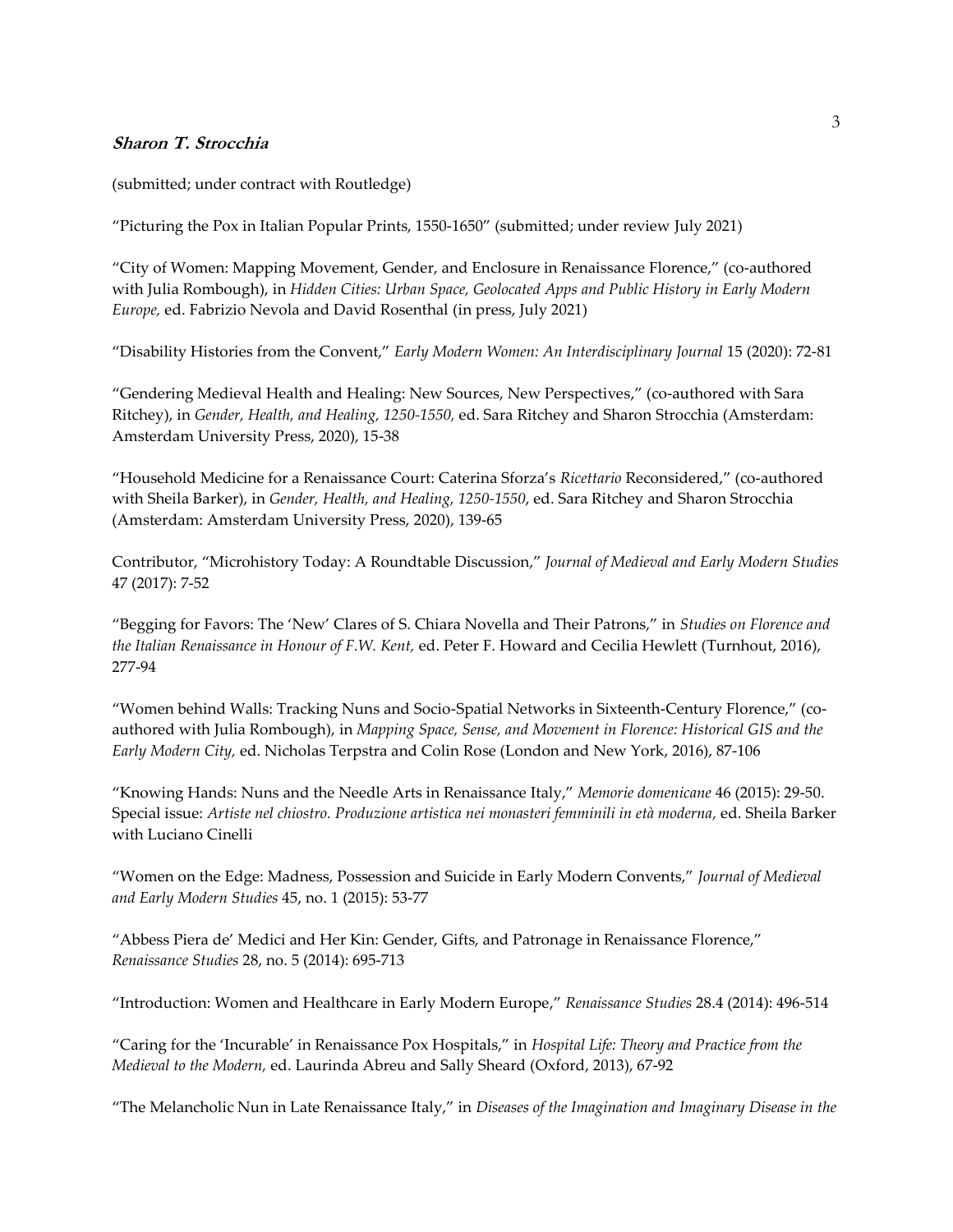(submitted; under contract with Routledge)

"Picturing the Pox in Italian Popular Prints, 1550-1650" (submitted; under review July 2021)

"City of Women: Mapping Movement, Gender, and Enclosure in Renaissance Florence," (co-authored with Julia Rombough), in *Hidden Cities: Urban Space, Geolocated Apps and Public History in Early Modern Europe,* ed. Fabrizio Nevola and David Rosenthal (in press, July 2021)

"Disability Histories from the Convent," *Early Modern Women: An Interdisciplinary Journal* 15 (2020): 72-81

"Gendering Medieval Health and Healing: New Sources, New Perspectives," (co-authored with Sara Ritchey), in *Gender, Health, and Healing, 1250-1550,* ed. Sara Ritchey and Sharon Strocchia (Amsterdam: Amsterdam University Press, 2020), 15-38

"Household Medicine for a Renaissance Court: Caterina Sforza's *Ricettario* Reconsidered," (co-authored with Sheila Barker), in *Gender, Health, and Healing, 1250-1550*, ed. Sara Ritchey and Sharon Strocchia (Amsterdam: Amsterdam University Press, 2020), 139-65

Contributor, "Microhistory Today: A Roundtable Discussion," *Journal of Medieval and Early Modern Studies* 47 (2017): 7-52

"Begging for Favors: The 'New' Clares of S. Chiara Novella and Their Patrons," in *Studies on Florence and the Italian Renaissance in Honour of F.W. Kent,* ed. Peter F. Howard and Cecilia Hewlett (Turnhout, 2016), 277-94

"Women behind Walls: Tracking Nuns and Socio-Spatial Networks in Sixteenth-Century Florence," (co-authored with Julia Rombough), in *Mapping Space, Sense, and Movement in Florence: Historical GIS and the Early Modern City,* ed. Nicholas Terpstra and Colin Rose (London and New York, 2016), 87-106

"Knowing Hands: Nuns and the Needle Arts in Renaissance Italy," *Memorie domenicane* 46 (2015): 29-50. Special issue: *Artiste nel chiostro. Produzione artistica nei monasteri femminili in età moderna,* ed. Sheila Barker with Luciano Cinelli

"Women on the Edge: Madness, Possession and Suicide in Early Modern Convents," *Journal of Medieval and Early Modern Studies* 45, no. 1 (2015): 53-77

"Abbess Piera de' Medici and Her Kin: Gender, Gifts, and Patronage in Renaissance Florence," *Renaissance Studies* 28, no. 5 (2014): 695-713

"Introduction: Women and Healthcare in Early Modern Europe," *Renaissance Studies* 28.4 (2014): 496-514

"Caring for the 'Incurable' in Renaissance Pox Hospitals," in *Hospital Life: Theory and Practice from the Medieval to the Modern,* ed. Laurinda Abreu and Sally Sheard (Oxford, 2013), 67-92

"The Melancholic Nun in Late Renaissance Italy," in *Diseases of the Imagination and Imaginary Disease in the*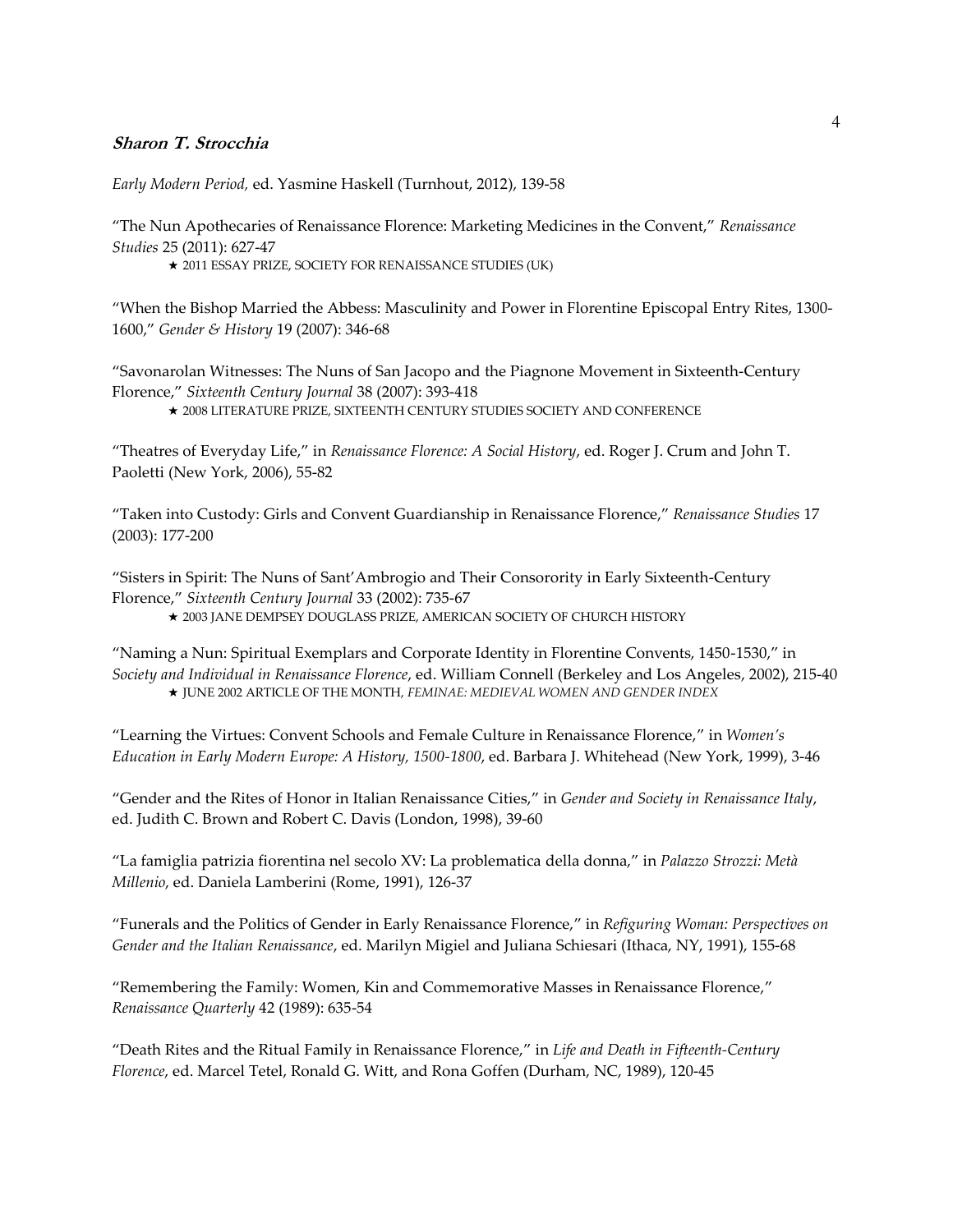*Early Modern Period,* ed. Yasmine Haskell (Turnhout, 2012), 139-58

"The Nun Apothecaries of Renaissance Florence: Marketing Medicines in the Convent," *Renaissance Studies* 25 (2011): 627-47

★ 2011 ESSAY PRIZE, SOCIETY FOR RENAISSANCE STUDIES (UK)

"When the Bishop Married the Abbess: Masculinity and Power in Florentine Episcopal Entry Rites, 1300-1600," *Gender & History* 19 (2007): 346-68

"Savonarolan Witnesses: The Nuns of San Jacopo and the Piagnone Movement in Sixteenth-Century Florence," *Sixteenth Century Journal* 38 (2007): 393-418

★ 2008 LITERATURE PRIZE, SIXTEENTH CENTURY STUDIES SOCIETY AND CONFERENCE

"Theatres of Everyday Life," in *Renaissance Florence: A Social History*, ed. Roger J. Crum and John T. Paoletti (New York, 2006), 55-82

"Taken into Custody: Girls and Convent Guardianship in Renaissance Florence," *Renaissance Studies* 17 (2003): 177-200

"Sisters in Spirit: The Nuns of Sant'Ambrogio and Their Consorority in Early Sixteenth-Century Florence," *Sixteenth Century Journal* 33 (2002): 735-67

★ 2003 JANE DEMPSEY DOUGLASS PRIZE, AMERICAN SOCIETY OF CHURCH HISTORY

"Naming a Nun: Spiritual Exemplars and Corporate Identity in Florentine Convents, 1450-1530," in *Society and Individual in Renaissance Florence*, ed. William Connell (Berkeley and Los Angeles, 2002), 215-40

★ JUNE 2002 ARTICLE OF THE MONTH, *FEMINAE: MEDIEVAL WOMEN AND GENDER INDEX*

"Learning the Virtues: Convent Schools and Female Culture in Renaissance Florence," in *Women's Education in Early Modern Europe: A History, 1500-1800*, ed. Barbara J. Whitehead (New York, 1999), 3-46

"Gender and the Rites of Honor in Italian Renaissance Cities," in *Gender and Society in Renaissance Italy*, ed. Judith C. Brown and Robert C. Davis (London, 1998), 39-60

"La famiglia patrizia fiorentina nel secolo XV: La problematica della donna," in *Palazzo Strozzi: Metà Millenio*, ed. Daniela Lamberini (Rome, 1991), 126-37

"Funerals and the Politics of Gender in Early Renaissance Florence," in *Refiguring Woman: Perspectives on Gender and the Italian Renaissance*, ed. Marilyn Migiel and Juliana Schiesari (Ithaca, NY, 1991), 155-68

"Remembering the Family: Women, Kin and Commemorative Masses in Renaissance Florence," *Renaissance Quarterly* 42 (1989): 635-54

"Death Rites and the Ritual Family in Renaissance Florence," in *Life and Death in Fifteenth-Century Florence*, ed. Marcel Tetel, Ronald G. Witt, and Rona Goffen (Durham, NC, 1989), 120-45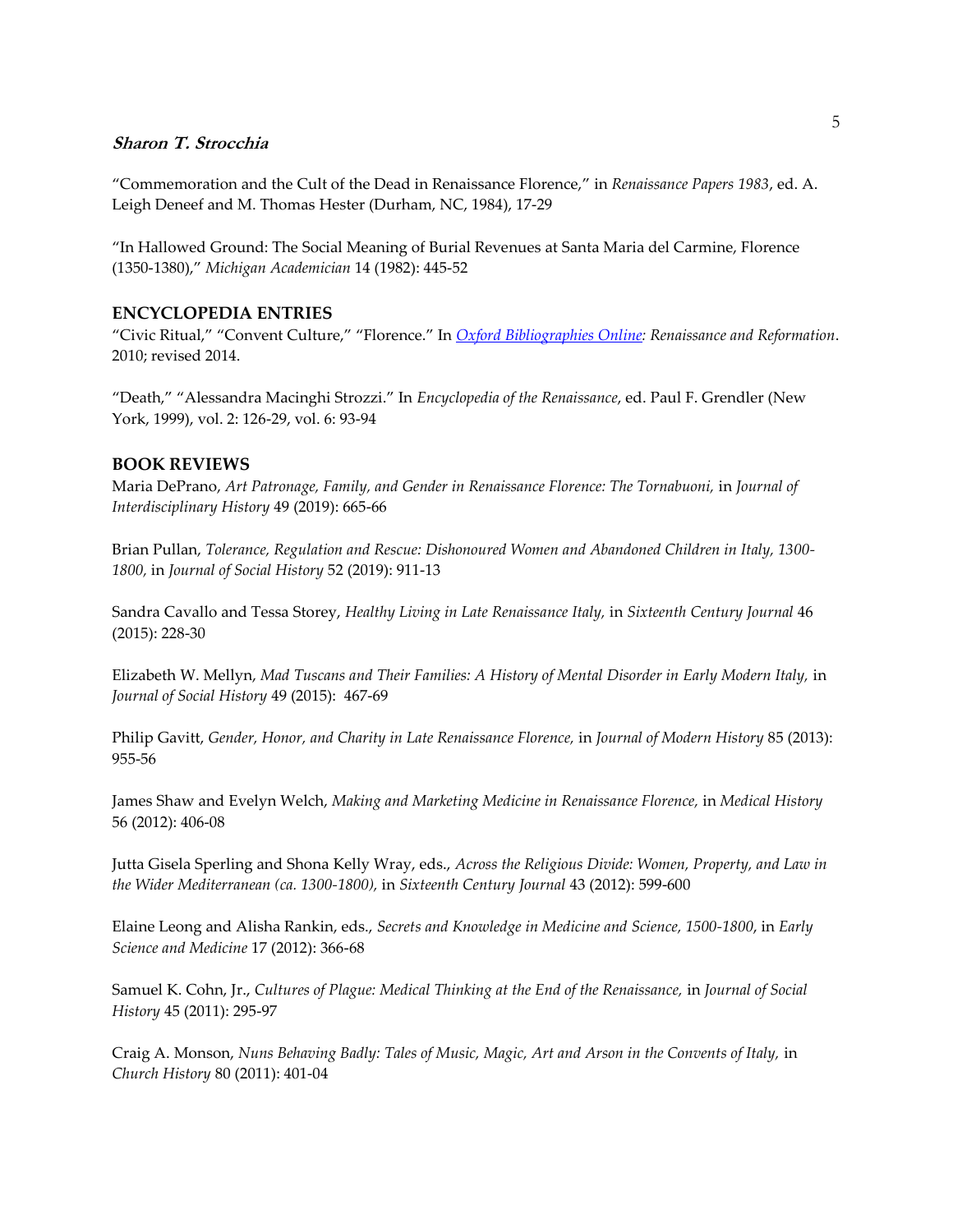“Commemoration and the Cult of the Dead in Renaissance Florence,” in *Renaissance Papers 1983*, ed. A. Leigh Deneef and M. Thomas Hester (Durham, NC, 1984), 17-29

“In Hallowed Ground: The Social Meaning of Burial Revenues at Santa Maria del Carmine, Florence (1350-1380),” *Michigan Academician* 14 (1982): 445-52

## ENCYCLOPEDIA ENTRIES

“Civic Ritual,” “Convent Culture,” “Florence.” In *Oxford Bibliographies Online: Renaissance and Reformation*. 2010; revised 2014.

“Death,” “Alessandra Macinghi Strozzi.” In *Encyclopedia of the Renaissance*, ed. Paul F. Grendler (New York, 1999), vol. 2: 126-29, vol. 6: 93-94

## BOOK REVIEWS

Maria DePrano, *Art Patronage, Family, and Gender in Renaissance Florence: The Tornabuoni,* in *Journal of Interdisciplinary History* 49 (2019): 665-66

Brian Pullan, *Tolerance, Regulation and Rescue: Dishonoured Women and Abandoned Children in Italy, 1300-1800,* in *Journal of Social History* 52 (2019): 911-13

Sandra Cavallo and Tessa Storey, *Healthy Living in Late Renaissance Italy,* in *Sixteenth Century Journal* 46 (2015): 228-30

Elizabeth W. Mellyn, *Mad Tuscans and Their Families: A History of Mental Disorder in Early Modern Italy,* in *Journal of Social History* 49 (2015): 467-69

Philip Gavitt, *Gender, Honor, and Charity in Late Renaissance Florence,* in *Journal of Modern History* 85 (2013): 955-56

James Shaw and Evelyn Welch, *Making and Marketing Medicine in Renaissance Florence,* in *Medical History* 56 (2012): 406-08

Jutta Gisela Sperling and Shona Kelly Wray, eds., *Across the Religious Divide: Women, Property, and Law in the Wider Mediterranean (ca. 1300-1800),* in *Sixteenth Century Journal* 43 (2012): 599-600

Elaine Leong and Alisha Rankin, eds., *Secrets and Knowledge in Medicine and Science, 1500-1800*, in *Early Science and Medicine* 17 (2012): 366-68

Samuel K. Cohn, Jr., *Cultures of Plague: Medical Thinking at the End of the Renaissance,* in *Journal of Social History* 45 (2011): 295-97

Craig A. Monson, *Nuns Behaving Badly: Tales of Music, Magic, Art and Arson in the Convents of Italy,* in *Church History* 80 (2011): 401-04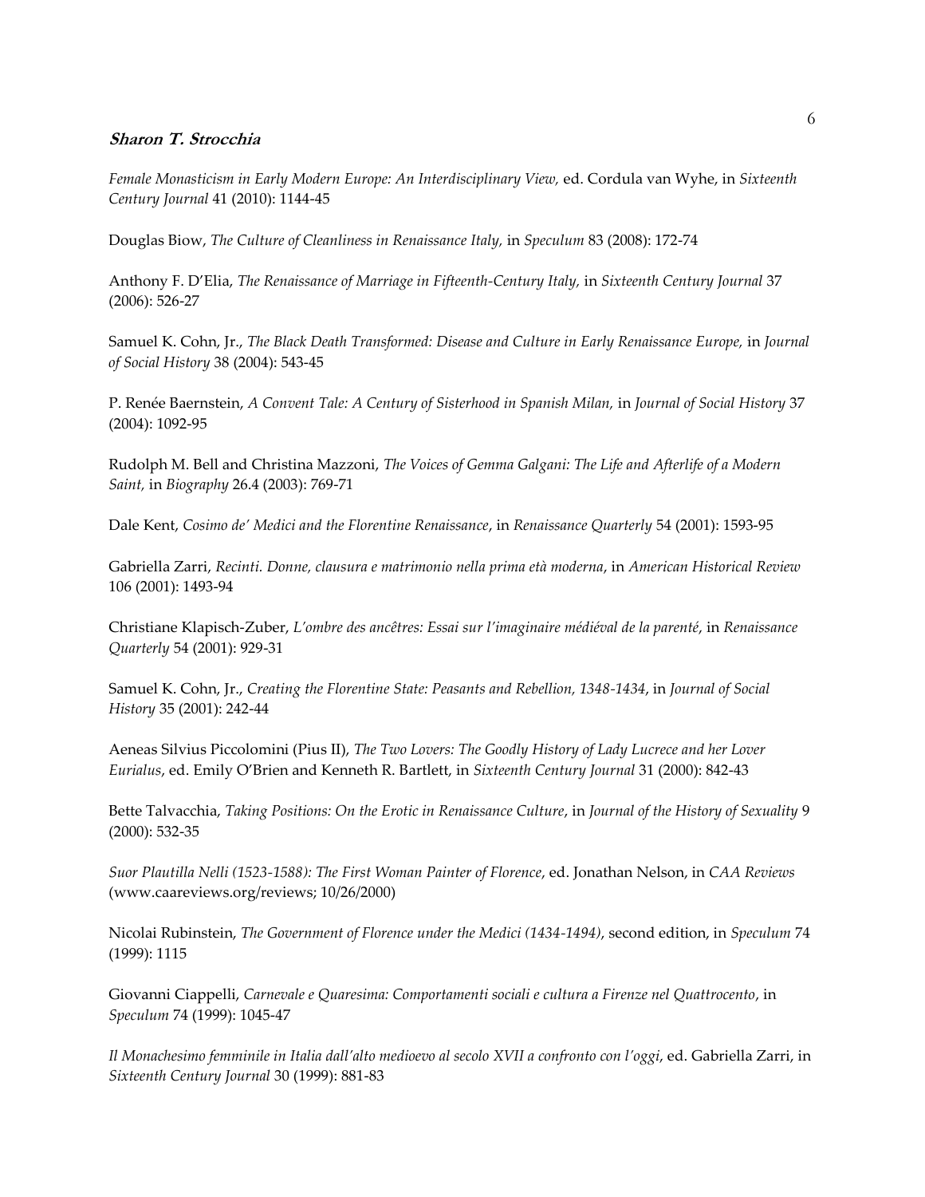***Sharon T. Strocchia***

*Female Monasticism in Early Modern Europe: An Interdisciplinary View,* ed. Cordula van Wyhe, in *Sixteenth Century Journal* 41 (2010): 1144-45

Douglas Biow, *The Culture of Cleanliness in Renaissance Italy,* in *Speculum* 83 (2008): 172-74

Anthony F. D'Elia, *The Renaissance of Marriage in Fifteenth-Century Italy,* in *Sixteenth Century Journal* 37 (2006): 526-27

Samuel K. Cohn, Jr., *The Black Death Transformed: Disease and Culture in Early Renaissance Europe,* in *Journal of Social History* 38 (2004): 543-45

P. Renée Baernstein, *A Convent Tale: A Century of Sisterhood in Spanish Milan,* in *Journal of Social History* 37 (2004): 1092-95

Rudolph M. Bell and Christina Mazzoni, *The Voices of Gemma Galgani: The Life and Afterlife of a Modern Saint,* in *Biography* 26.4 (2003): 769-71

Dale Kent, *Cosimo de' Medici and the Florentine Renaissance*, in *Renaissance Quarterly* 54 (2001): 1593-95

Gabriella Zarri, *Recinti. Donne, clausura e matrimonio nella prima età moderna*, in *American Historical Review* 106 (2001): 1493-94

Christiane Klapisch-Zuber, *L'ombre des ancêtres: Essai sur l'imaginaire médiéval de la parenté*, in *Renaissance Quarterly* 54 (2001): 929-31

Samuel K. Cohn, Jr., *Creating the Florentine State: Peasants and Rebellion, 1348-1434*, in *Journal of Social History* 35 (2001): 242-44

Aeneas Silvius Piccolomini (Pius II), *The Two Lovers: The Goodly History of Lady Lucrece and her Lover Eurialus*, ed. Emily O'Brien and Kenneth R. Bartlett, in *Sixteenth Century Journal* 31 (2000): 842-43

Bette Talvacchia, *Taking Positions: On the Erotic in Renaissance Culture*, in *Journal of the History of Sexuality* 9 (2000): 532-35

*Suor Plautilla Nelli (1523-1588): The First Woman Painter of Florence*, ed. Jonathan Nelson, in *CAA Reviews* (www.caareviews.org/reviews; 10/26/2000)

Nicolai Rubinstein, *The Government of Florence under the Medici (1434-1494)*, second edition, in *Speculum* 74 (1999): 1115

Giovanni Ciappelli, *Carnevale e Quaresima: Comportamenti sociali e cultura a Firenze nel Quattrocento*, in *Speculum* 74 (1999): 1045-47

*Il Monachesimo femminile in Italia dall'alto medioevo al secolo XVII a confronto con l'oggi*, ed. Gabriella Zarri, in *Sixteenth Century Journal* 30 (1999): 881-83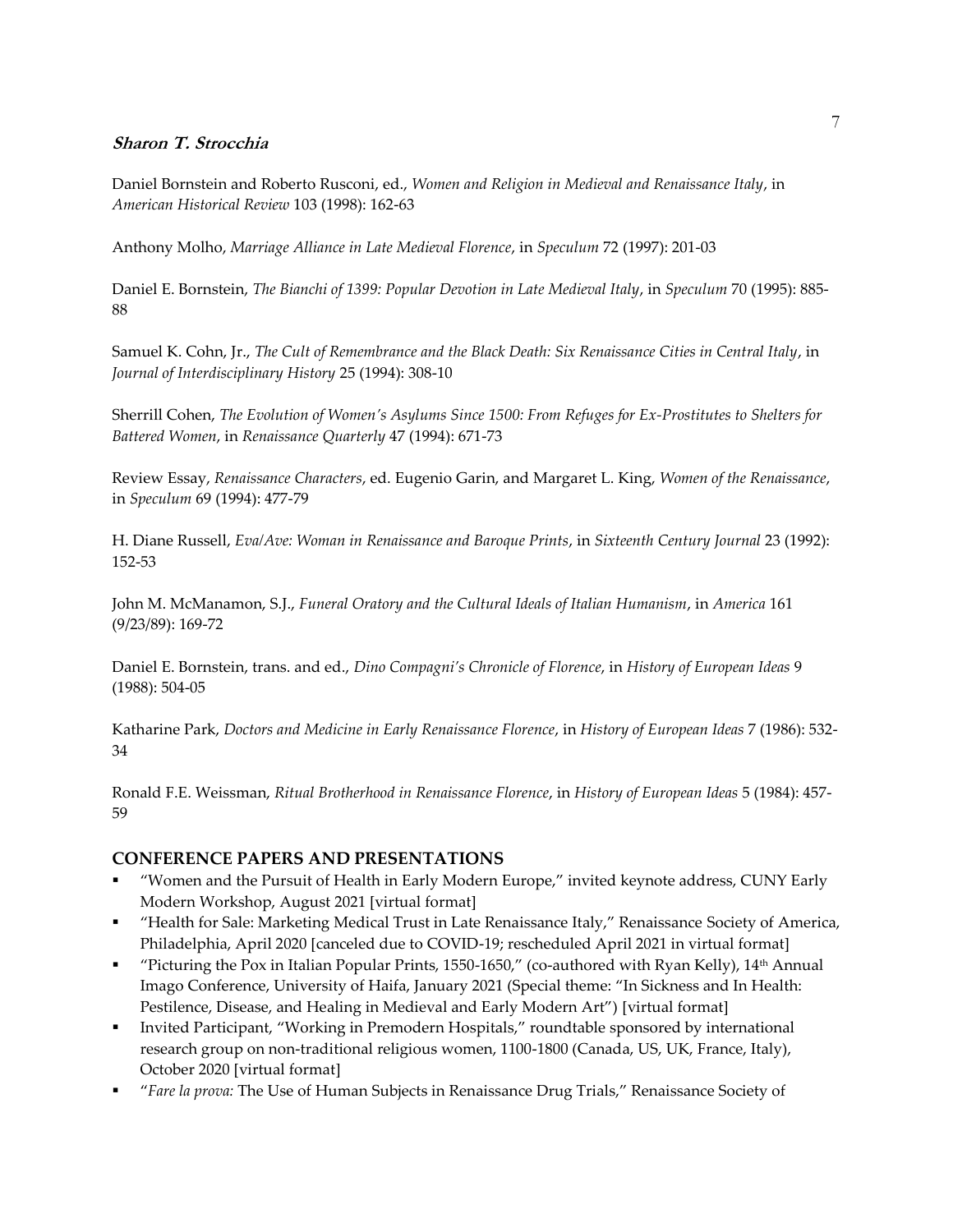***Sharon T. Strocchia***

Daniel Bornstein and Roberto Rusconi, ed., *Women and Religion in Medieval and Renaissance Italy*, in *American Historical Review* 103 (1998): 162-63

Anthony Molho, *Marriage Alliance in Late Medieval Florence*, in *Speculum* 72 (1997): 201-03

Daniel E. Bornstein, *The Bianchi of 1399: Popular Devotion in Late Medieval Italy*, in *Speculum* 70 (1995): 885-88

Samuel K. Cohn, Jr., *The Cult of Remembrance and the Black Death: Six Renaissance Cities in Central Italy*, in *Journal of Interdisciplinary History* 25 (1994): 308-10

Sherrill Cohen, *The Evolution of Women's Asylums Since 1500: From Refuges for Ex-Prostitutes to Shelters for Battered Women*, in *Renaissance Quarterly* 47 (1994): 671-73

Review Essay, *Renaissance Characters*, ed. Eugenio Garin, and Margaret L. King, *Women of the Renaissance*, in *Speculum* 69 (1994): 477-79

H. Diane Russell, *Eva/Ave: Woman in Renaissance and Baroque Prints*, in *Sixteenth Century Journal* 23 (1992): 152-53

John M. McManamon, S.J., *Funeral Oratory and the Cultural Ideals of Italian Humanism*, in *America* 161 (9/23/89): 169-72

Daniel E. Bornstein, trans. and ed., *Dino Compagni's Chronicle of Florence*, in *History of European Ideas* 9 (1988): 504-05

Katharine Park, *Doctors and Medicine in Early Renaissance Florence*, in *History of European Ideas* 7 (1986): 532-34

Ronald F.E. Weissman, *Ritual Brotherhood in Renaissance Florence*, in *History of European Ideas* 5 (1984): 457-59

## CONFERENCE PAPERS AND PRESENTATIONS

- "Women and the Pursuit of Health in Early Modern Europe," invited keynote address, CUNY Early Modern Workshop, August 2021 [virtual format]
- "Health for Sale: Marketing Medical Trust in Late Renaissance Italy," Renaissance Society of America, Philadelphia, April 2020 [canceled due to COVID-19; rescheduled April 2021 in virtual format]
- "Picturing the Pox in Italian Popular Prints, 1550-1650," (co-authored with Ryan Kelly), 14th Annual Imago Conference, University of Haifa, January 2021 (Special theme: "In Sickness and In Health: Pestilence, Disease, and Healing in Medieval and Early Modern Art") [virtual format]
- Invited Participant, "Working in Premodern Hospitals," roundtable sponsored by international research group on non-traditional religious women, 1100-1800 (Canada, US, UK, France, Italy), October 2020 [virtual format]
- "*Fare la prova:* The Use of Human Subjects in Renaissance Drug Trials," Renaissance Society of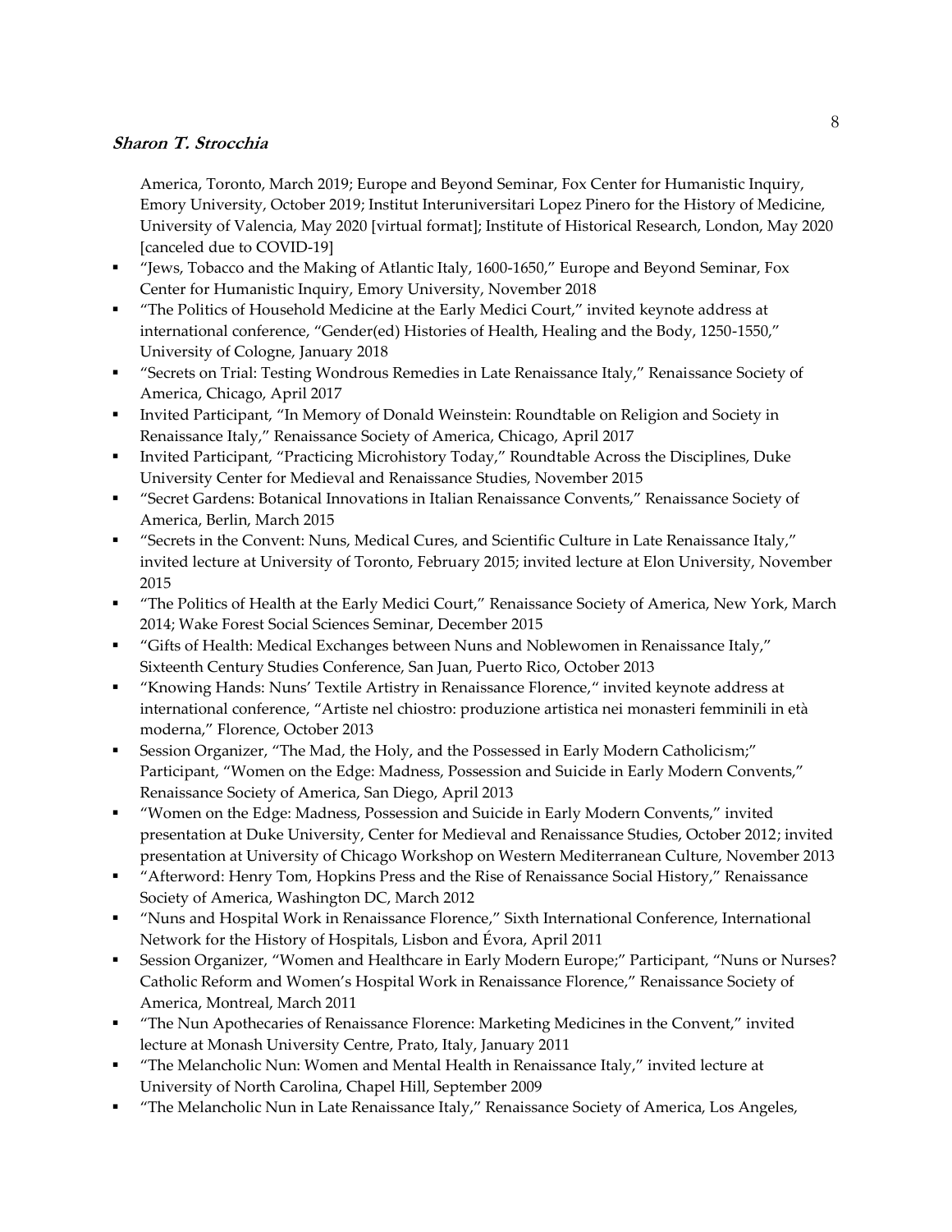America, Toronto, March 2019; Europe and Beyond Seminar, Fox Center for Humanistic Inquiry, Emory University, October 2019; Institut Interuniversitari Lopez Pinero for the History of Medicine, University of Valencia, May 2020 [virtual format]; Institute of Historical Research, London, May 2020 [canceled due to COVID-19]

- "Jews, Tobacco and the Making of Atlantic Italy, 1600-1650," Europe and Beyond Seminar, Fox Center for Humanistic Inquiry, Emory University, November 2018
- "The Politics of Household Medicine at the Early Medici Court," invited keynote address at international conference, "Gender(ed) Histories of Health, Healing and the Body, 1250-1550," University of Cologne, January 2018
- "Secrets on Trial: Testing Wondrous Remedies in Late Renaissance Italy," Renaissance Society of America, Chicago, April 2017
- Invited Participant, "In Memory of Donald Weinstein: Roundtable on Religion and Society in Renaissance Italy," Renaissance Society of America, Chicago, April 2017
- Invited Participant, "Practicing Microhistory Today," Roundtable Across the Disciplines, Duke University Center for Medieval and Renaissance Studies, November 2015
- "Secret Gardens: Botanical Innovations in Italian Renaissance Convents," Renaissance Society of America, Berlin, March 2015
- "Secrets in the Convent: Nuns, Medical Cures, and Scientific Culture in Late Renaissance Italy," invited lecture at University of Toronto, February 2015; invited lecture at Elon University, November 2015
- "The Politics of Health at the Early Medici Court," Renaissance Society of America, New York, March 2014; Wake Forest Social Sciences Seminar, December 2015
- "Gifts of Health: Medical Exchanges between Nuns and Noblewomen in Renaissance Italy," Sixteenth Century Studies Conference, San Juan, Puerto Rico, October 2013
- "Knowing Hands: Nuns' Textile Artistry in Renaissance Florence," invited keynote address at international conference, "Artiste nel chiostro: produzione artistica nei monasteri femminili in età moderna," Florence, October 2013
- Session Organizer, "The Mad, the Holy, and the Possessed in Early Modern Catholicism;" Participant, "Women on the Edge: Madness, Possession and Suicide in Early Modern Convents," Renaissance Society of America, San Diego, April 2013
- "Women on the Edge: Madness, Possession and Suicide in Early Modern Convents," invited presentation at Duke University, Center for Medieval and Renaissance Studies, October 2012; invited presentation at University of Chicago Workshop on Western Mediterranean Culture, November 2013
- "Afterword: Henry Tom, Hopkins Press and the Rise of Renaissance Social History," Renaissance Society of America, Washington DC, March 2012
- "Nuns and Hospital Work in Renaissance Florence," Sixth International Conference, International Network for the History of Hospitals, Lisbon and Évora, April 2011
- Session Organizer, "Women and Healthcare in Early Modern Europe;" Participant, "Nuns or Nurses? Catholic Reform and Women's Hospital Work in Renaissance Florence," Renaissance Society of America, Montreal, March 2011
- "The Nun Apothecaries of Renaissance Florence: Marketing Medicines in the Convent," invited lecture at Monash University Centre, Prato, Italy, January 2011
- "The Melancholic Nun: Women and Mental Health in Renaissance Italy," invited lecture at University of North Carolina, Chapel Hill, September 2009
- "The Melancholic Nun in Late Renaissance Italy," Renaissance Society of America, Los Angeles,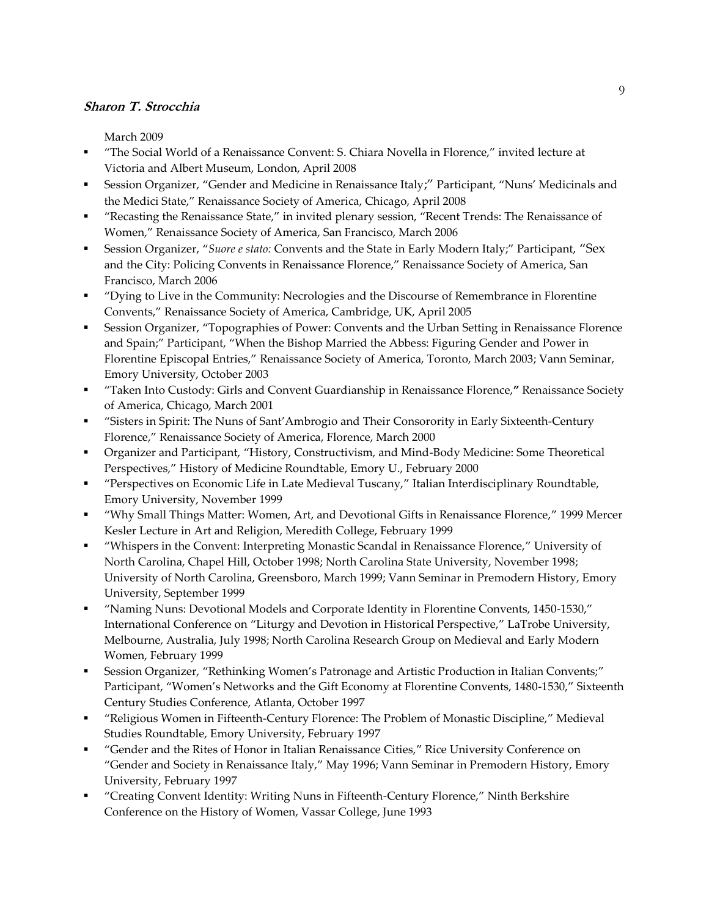March 2009

- "The Social World of a Renaissance Convent: S. Chiara Novella in Florence," invited lecture at Victoria and Albert Museum, London, April 2008
- Session Organizer, "Gender and Medicine in Renaissance Italy;" Participant, "Nuns' Medicinals and the Medici State," Renaissance Society of America, Chicago, April 2008
- "Recasting the Renaissance State," in invited plenary session, "Recent Trends: The Renaissance of Women," Renaissance Society of America, San Francisco, March 2006
- Session Organizer, "*Suore e stato:* Convents and the State in Early Modern Italy;" Participant, "Sex and the City: Policing Convents in Renaissance Florence," Renaissance Society of America, San Francisco, March 2006
- "Dying to Live in the Community: Necrologies and the Discourse of Remembrance in Florentine Convents," Renaissance Society of America, Cambridge, UK, April 2005
- Session Organizer, "Topographies of Power: Convents and the Urban Setting in Renaissance Florence and Spain;" Participant, "When the Bishop Married the Abbess: Figuring Gender and Power in Florentine Episcopal Entries," Renaissance Society of America, Toronto, March 2003; Vann Seminar, Emory University, October 2003
- "Taken Into Custody: Girls and Convent Guardianship in Renaissance Florence," Renaissance Society of America, Chicago, March 2001
- "Sisters in Spirit: The Nuns of Sant'Ambrogio and Their Consorority in Early Sixteenth-Century Florence," Renaissance Society of America, Florence, March 2000
- Organizer and Participant, "History, Constructivism, and Mind-Body Medicine: Some Theoretical Perspectives," History of Medicine Roundtable, Emory U., February 2000
- "Perspectives on Economic Life in Late Medieval Tuscany," Italian Interdisciplinary Roundtable, Emory University, November 1999
- "Why Small Things Matter: Women, Art, and Devotional Gifts in Renaissance Florence," 1999 Mercer Kesler Lecture in Art and Religion, Meredith College, February 1999
- "Whispers in the Convent: Interpreting Monastic Scandal in Renaissance Florence," University of North Carolina, Chapel Hill, October 1998; North Carolina State University, November 1998; University of North Carolina, Greensboro, March 1999; Vann Seminar in Premodern History, Emory University, September 1999
- "Naming Nuns: Devotional Models and Corporate Identity in Florentine Convents, 1450-1530," International Conference on "Liturgy and Devotion in Historical Perspective," LaTrobe University, Melbourne, Australia, July 1998; North Carolina Research Group on Medieval and Early Modern Women, February 1999
- Session Organizer, "Rethinking Women's Patronage and Artistic Production in Italian Convents;" Participant, "Women's Networks and the Gift Economy at Florentine Convents, 1480-1530," Sixteenth Century Studies Conference, Atlanta, October 1997
- "Religious Women in Fifteenth-Century Florence: The Problem of Monastic Discipline," Medieval Studies Roundtable, Emory University, February 1997
- "Gender and the Rites of Honor in Italian Renaissance Cities," Rice University Conference on "Gender and Society in Renaissance Italy," May 1996; Vann Seminar in Premodern History, Emory University, February 1997
- "Creating Convent Identity: Writing Nuns in Fifteenth-Century Florence," Ninth Berkshire Conference on the History of Women, Vassar College, June 1993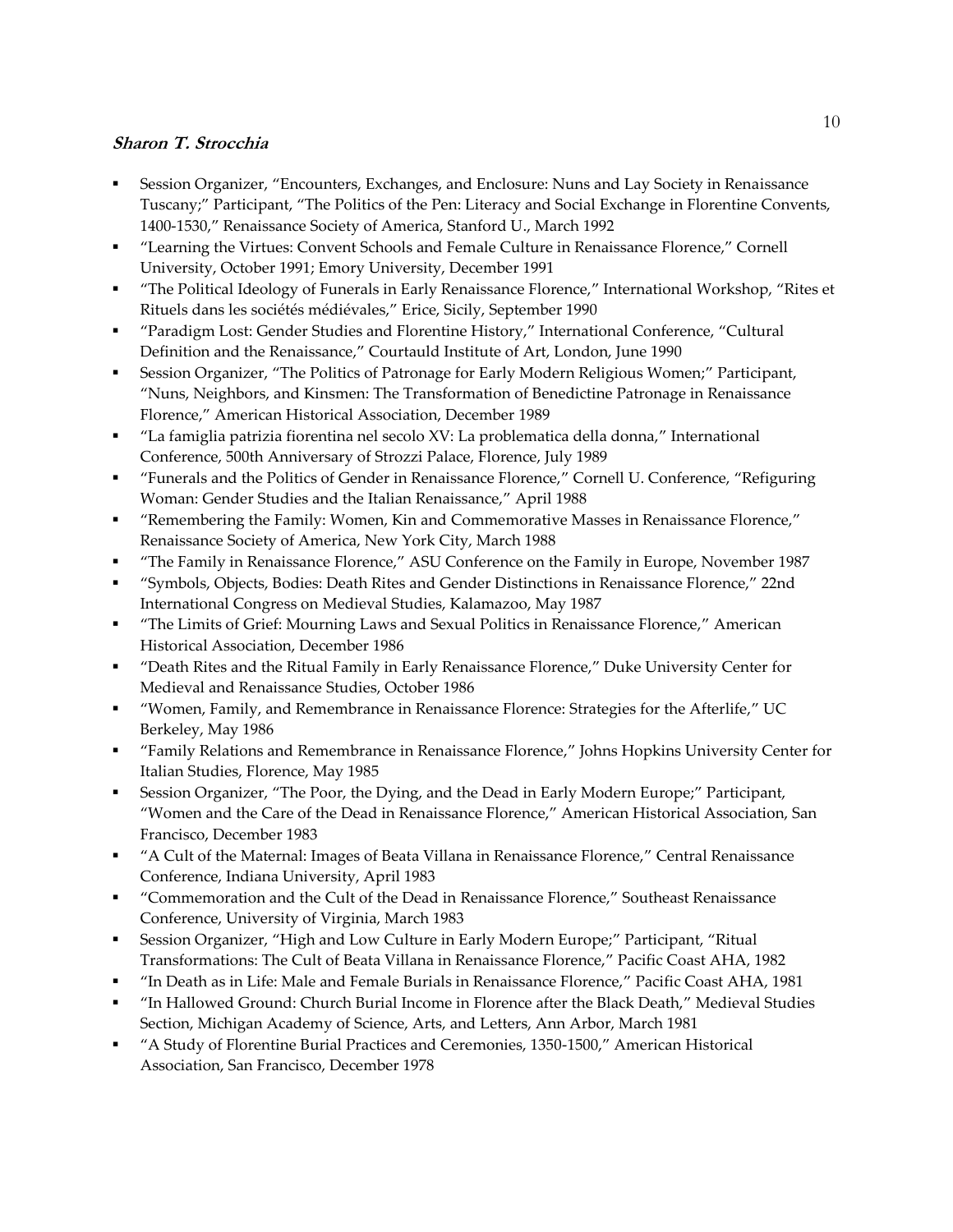- Session Organizer, "Encounters, Exchanges, and Enclosure: Nuns and Lay Society in Renaissance Tuscany;" Participant, "The Politics of the Pen: Literacy and Social Exchange in Florentine Convents, 1400-1530," Renaissance Society of America, Stanford U., March 1992
- "Learning the Virtues: Convent Schools and Female Culture in Renaissance Florence," Cornell University, October 1991; Emory University, December 1991
- "The Political Ideology of Funerals in Early Renaissance Florence," International Workshop, "Rites et Rituels dans les sociétés médiévales," Erice, Sicily, September 1990
- "Paradigm Lost: Gender Studies and Florentine History," International Conference, "Cultural Definition and the Renaissance," Courtauld Institute of Art, London, June 1990
- Session Organizer, "The Politics of Patronage for Early Modern Religious Women;" Participant, "Nuns, Neighbors, and Kinsmen: The Transformation of Benedictine Patronage in Renaissance Florence," American Historical Association, December 1989
- "La famiglia patrizia fiorentina nel secolo XV: La problematica della donna," International Conference, 500th Anniversary of Strozzi Palace, Florence, July 1989
- "Funerals and the Politics of Gender in Renaissance Florence," Cornell U. Conference, "Refiguring Woman: Gender Studies and the Italian Renaissance," April 1988
- "Remembering the Family: Women, Kin and Commemorative Masses in Renaissance Florence," Renaissance Society of America, New York City, March 1988
- "The Family in Renaissance Florence," ASU Conference on the Family in Europe, November 1987
- "Symbols, Objects, Bodies: Death Rites and Gender Distinctions in Renaissance Florence," 22nd International Congress on Medieval Studies, Kalamazoo, May 1987
- "The Limits of Grief: Mourning Laws and Sexual Politics in Renaissance Florence," American Historical Association, December 1986
- "Death Rites and the Ritual Family in Early Renaissance Florence," Duke University Center for Medieval and Renaissance Studies, October 1986
- "Women, Family, and Remembrance in Renaissance Florence: Strategies for the Afterlife," UC Berkeley, May 1986
- "Family Relations and Remembrance in Renaissance Florence," Johns Hopkins University Center for Italian Studies, Florence, May 1985
- Session Organizer, "The Poor, the Dying, and the Dead in Early Modern Europe;" Participant, "Women and the Care of the Dead in Renaissance Florence," American Historical Association, San Francisco, December 1983
- "A Cult of the Maternal: Images of Beata Villana in Renaissance Florence," Central Renaissance Conference, Indiana University, April 1983
- "Commemoration and the Cult of the Dead in Renaissance Florence," Southeast Renaissance Conference, University of Virginia, March 1983
- Session Organizer, "High and Low Culture in Early Modern Europe;" Participant, "Ritual Transformations: The Cult of Beata Villana in Renaissance Florence," Pacific Coast AHA, 1982
- "In Death as in Life: Male and Female Burials in Renaissance Florence," Pacific Coast AHA, 1981
- "In Hallowed Ground: Church Burial Income in Florence after the Black Death," Medieval Studies Section, Michigan Academy of Science, Arts, and Letters, Ann Arbor, March 1981
- "A Study of Florentine Burial Practices and Ceremonies, 1350-1500," American Historical Association, San Francisco, December 1978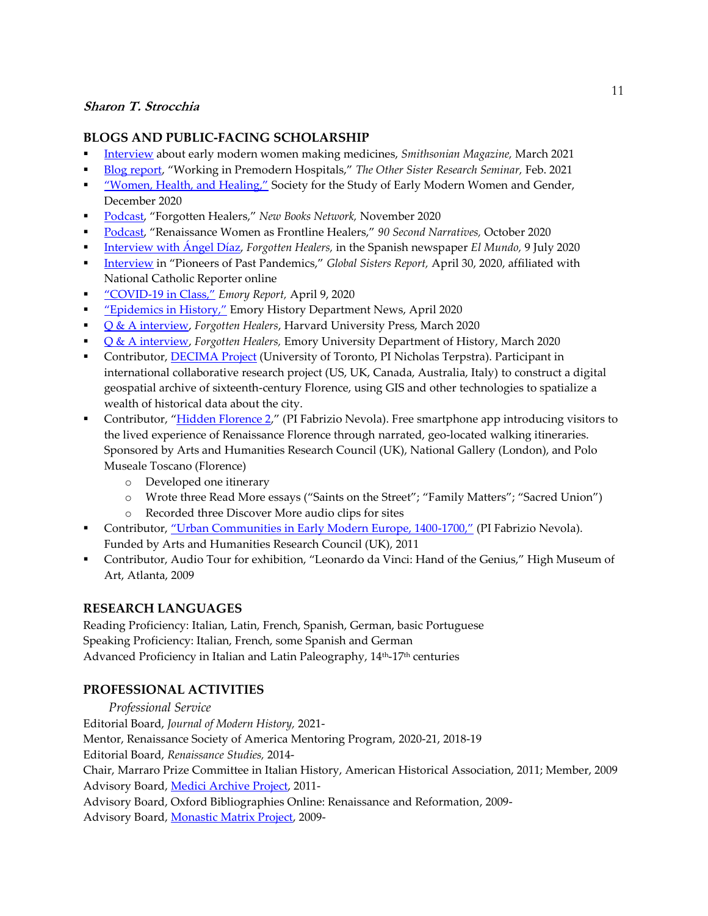## BLOGS AND PUBLIC-FACING SCHOLARSHIP

- Interview about early modern women making medicines, *Smithsonian Magazine,* March 2021
- Blog report, "Working in Premodern Hospitals," *The Other Sister Research Seminar,* Feb. 2021
- "Women, Health, and Healing," Society for the Study of Early Modern Women and Gender, December 2020
- Podcast, "Forgotten Healers," *New Books Network,* November 2020
- Podcast, "Renaissance Women as Frontline Healers," *90 Second Narratives,* October 2020
- Interview with Ángel Díaz, *Forgotten Healers,* in the Spanish newspaper *El Mundo,* 9 July 2020
- Interview in "Pioneers of Past Pandemics," *Global Sisters Report,* April 30, 2020, affiliated with National Catholic Reporter online
- "COVID-19 in Class," *Emory Report,* April 9, 2020
- "Epidemics in History," Emory History Department News, April 2020
- Q & A interview, *Forgotten Healers*, Harvard University Press, March 2020
- Q & A interview, *Forgotten Healers,* Emory University Department of History, March 2020
- Contributor, DECIMA Project (University of Toronto, PI Nicholas Terpstra). Participant in international collaborative research project (US, UK, Canada, Australia, Italy) to construct a digital geospatial archive of sixteenth-century Florence, using GIS and other technologies to spatialize a wealth of historical data about the city.
- Contributor, "Hidden Florence 2," (PI Fabrizio Nevola). Free smartphone app introducing visitors to the lived experience of Renaissance Florence through narrated, geo-located walking itineraries. Sponsored by Arts and Humanities Research Council (UK), National Gallery (London), and Polo Museale Toscano (Florence)
  - Developed one itinerary
  - Wrote three Read More essays ("Saints on the Street"; "Family Matters"; "Sacred Union")
  - Recorded three Discover More audio clips for sites
- Contributor, "Urban Communities in Early Modern Europe, 1400-1700," (PI Fabrizio Nevola). Funded by Arts and Humanities Research Council (UK), 2011
- Contributor, Audio Tour for exhibition, "Leonardo da Vinci: Hand of the Genius," High Museum of Art, Atlanta, 2009

## RESEARCH LANGUAGES

Reading Proficiency: Italian, Latin, French, Spanish, German, basic Portuguese
Speaking Proficiency: Italian, French, some Spanish and German
Advanced Proficiency in Italian and Latin Paleography, 14th-17th centuries

## PROFESSIONAL ACTIVITIES

*Professional Service*

Editorial Board, *Journal of Modern History,* 2021-
Mentor, Renaissance Society of America Mentoring Program, 2020-21, 2018-19
Editorial Board, *Renaissance Studies,* 2014-
Chair, Marraro Prize Committee in Italian History, American Historical Association, 2011; Member, 2009
Advisory Board, Medici Archive Project, 2011-
Advisory Board, Oxford Bibliographies Online: Renaissance and Reformation, 2009-
Advisory Board, Monastic Matrix Project, 2009-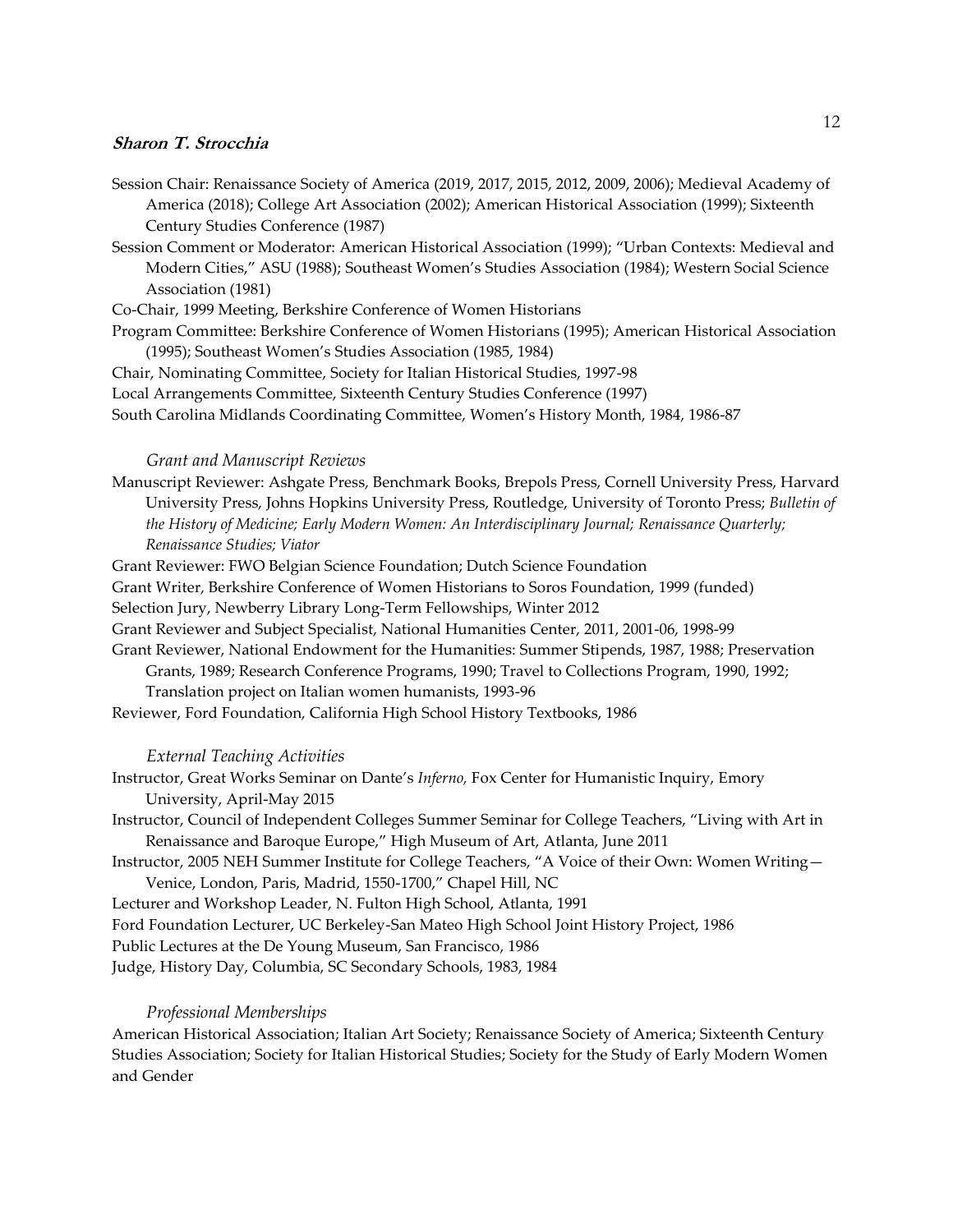Session Chair: Renaissance Society of America (2019, 2017, 2015, 2012, 2009, 2006); Medieval Academy of America (2018); College Art Association (2002); American Historical Association (1999); Sixteenth Century Studies Conference (1987)

Session Comment or Moderator: American Historical Association (1999); "Urban Contexts: Medieval and Modern Cities," ASU (1988); Southeast Women's Studies Association (1984); Western Social Science Association (1981)

Co-Chair, 1999 Meeting, Berkshire Conference of Women Historians

Program Committee: Berkshire Conference of Women Historians (1995); American Historical Association (1995); Southeast Women's Studies Association (1985, 1984)

Chair, Nominating Committee, Society for Italian Historical Studies, 1997-98

Local Arrangements Committee, Sixteenth Century Studies Conference (1997)

South Carolina Midlands Coordinating Committee, Women's History Month, 1984, 1986-87

### *Grant and Manuscript Reviews*

Manuscript Reviewer: Ashgate Press, Benchmark Books, Brepols Press, Cornell University Press, Harvard University Press, Johns Hopkins University Press, Routledge, University of Toronto Press; *Bulletin of the History of Medicine; Early Modern Women: An Interdisciplinary Journal; Renaissance Quarterly; Renaissance Studies; Viator*

Grant Reviewer: FWO Belgian Science Foundation; Dutch Science Foundation

Grant Writer, Berkshire Conference of Women Historians to Soros Foundation, 1999 (funded)

Selection Jury, Newberry Library Long-Term Fellowships, Winter 2012

Grant Reviewer and Subject Specialist, National Humanities Center, 2011, 2001-06, 1998-99

Grant Reviewer, National Endowment for the Humanities: Summer Stipends, 1987, 1988; Preservation Grants, 1989; Research Conference Programs, 1990; Travel to Collections Program, 1990, 1992; Translation project on Italian women humanists, 1993-96

Reviewer, Ford Foundation, California High School History Textbooks, 1986

### *External Teaching Activities*

Instructor, Great Works Seminar on Dante's *Inferno,* Fox Center for Humanistic Inquiry, Emory University, April-May 2015

Instructor, Council of Independent Colleges Summer Seminar for College Teachers, "Living with Art in Renaissance and Baroque Europe," High Museum of Art, Atlanta, June 2011

Instructor, 2005 NEH Summer Institute for College Teachers, "A Voice of their Own: Women Writing—Venice, London, Paris, Madrid, 1550-1700," Chapel Hill, NC

Lecturer and Workshop Leader, N. Fulton High School, Atlanta, 1991

Ford Foundation Lecturer, UC Berkeley-San Mateo High School Joint History Project, 1986

Public Lectures at the De Young Museum, San Francisco, 1986

Judge, History Day, Columbia, SC Secondary Schools, 1983, 1984

### *Professional Memberships*

American Historical Association; Italian Art Society; Renaissance Society of America; Sixteenth Century Studies Association; Society for Italian Historical Studies; Society for the Study of Early Modern Women and Gender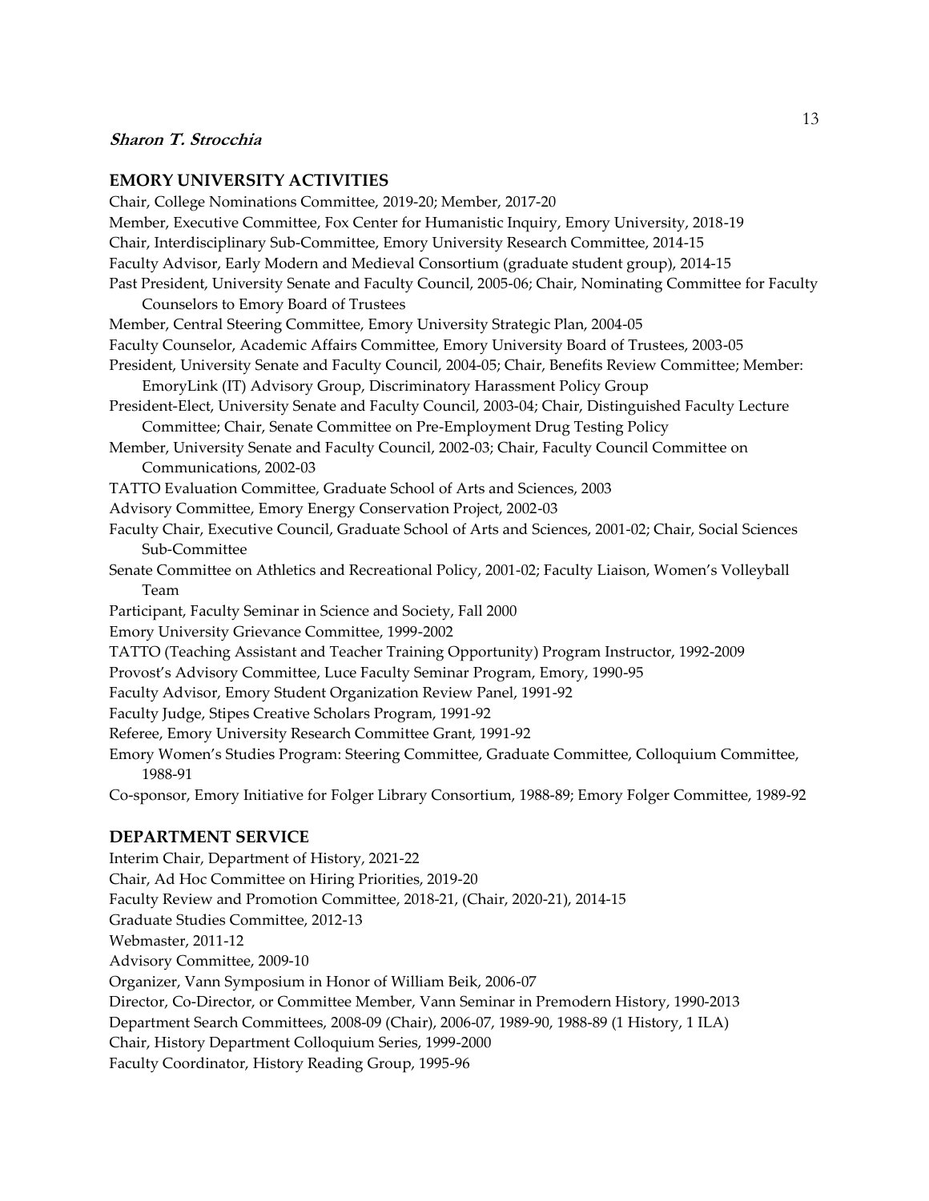## EMORY UNIVERSITY ACTIVITIES

Chair, College Nominations Committee, 2019-20; Member, 2017-20

Member, Executive Committee, Fox Center for Humanistic Inquiry, Emory University, 2018-19

Chair, Interdisciplinary Sub-Committee, Emory University Research Committee, 2014-15

Faculty Advisor, Early Modern and Medieval Consortium (graduate student group), 2014-15

Past President, University Senate and Faculty Council, 2005-06; Chair, Nominating Committee for Faculty Counselors to Emory Board of Trustees

Member, Central Steering Committee, Emory University Strategic Plan, 2004-05

Faculty Counselor, Academic Affairs Committee, Emory University Board of Trustees, 2003-05

President, University Senate and Faculty Council, 2004-05; Chair, Benefits Review Committee; Member: EmoryLink (IT) Advisory Group, Discriminatory Harassment Policy Group

President-Elect, University Senate and Faculty Council, 2003-04; Chair, Distinguished Faculty Lecture Committee; Chair, Senate Committee on Pre-Employment Drug Testing Policy

Member, University Senate and Faculty Council, 2002-03; Chair, Faculty Council Committee on Communications, 2002-03

TATTO Evaluation Committee, Graduate School of Arts and Sciences, 2003

Advisory Committee, Emory Energy Conservation Project, 2002-03

Faculty Chair, Executive Council, Graduate School of Arts and Sciences, 2001-02; Chair, Social Sciences Sub-Committee

Senate Committee on Athletics and Recreational Policy, 2001-02; Faculty Liaison, Women's Volleyball Team

Participant, Faculty Seminar in Science and Society, Fall 2000

Emory University Grievance Committee, 1999-2002

TATTO (Teaching Assistant and Teacher Training Opportunity) Program Instructor, 1992-2009

Provost's Advisory Committee, Luce Faculty Seminar Program, Emory, 1990-95

Faculty Advisor, Emory Student Organization Review Panel, 1991-92

Faculty Judge, Stipes Creative Scholars Program, 1991-92

Referee, Emory University Research Committee Grant, 1991-92

Emory Women's Studies Program: Steering Committee, Graduate Committee, Colloquium Committee, 1988-91

Co-sponsor, Emory Initiative for Folger Library Consortium, 1988-89; Emory Folger Committee, 1989-92

## DEPARTMENT SERVICE

Interim Chair, Department of History, 2021-22

Chair, Ad Hoc Committee on Hiring Priorities, 2019-20

Faculty Review and Promotion Committee, 2018-21, (Chair, 2020-21), 2014-15

Graduate Studies Committee, 2012-13

Webmaster, 2011-12

Advisory Committee, 2009-10

Organizer, Vann Symposium in Honor of William Beik, 2006-07

Director, Co-Director, or Committee Member, Vann Seminar in Premodern History, 1990-2013

Department Search Committees, 2008-09 (Chair), 2006-07, 1989-90, 1988-89 (1 History, 1 ILA)

Chair, History Department Colloquium Series, 1999-2000

Faculty Coordinator, History Reading Group, 1995-96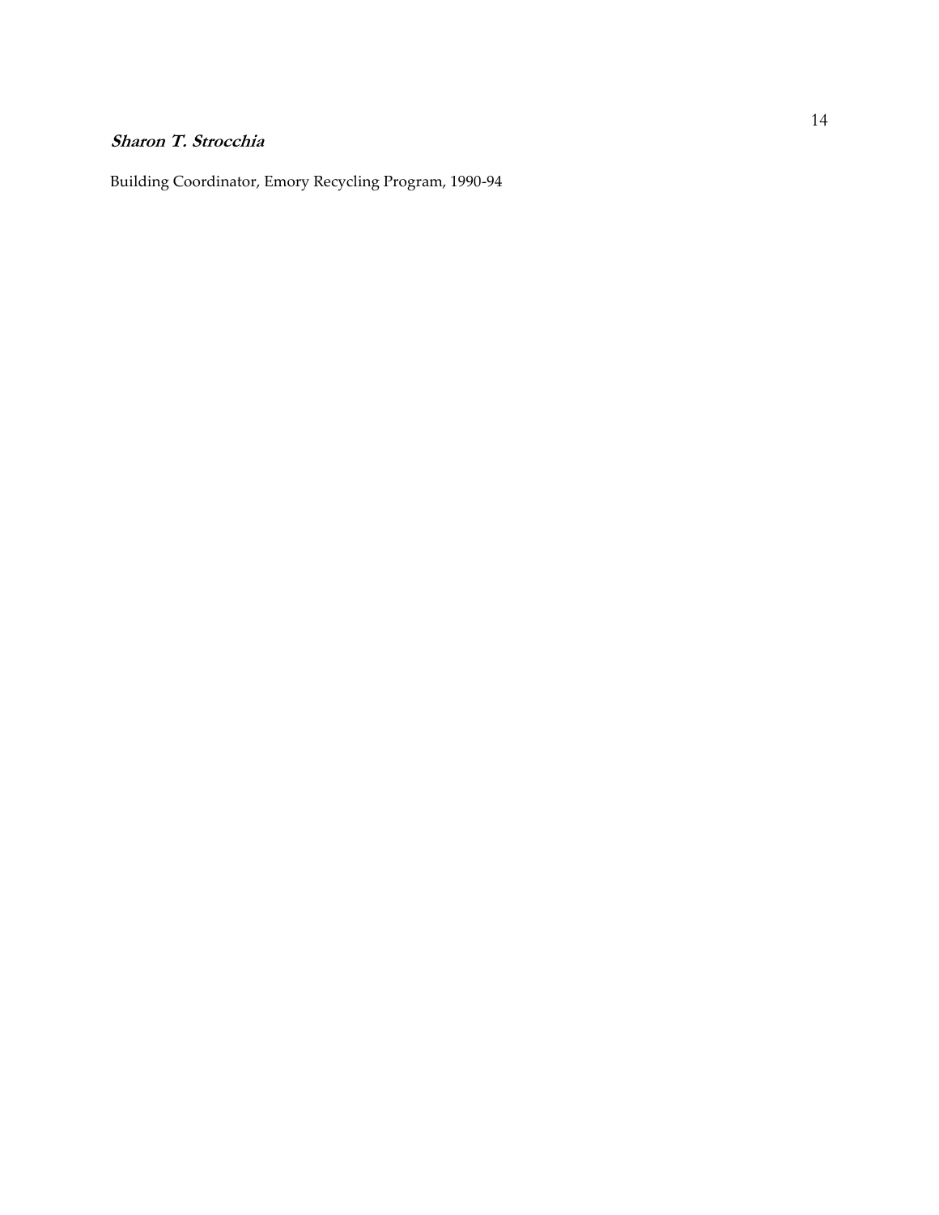Building Coordinator, Emory Recycling Program, 1990-94